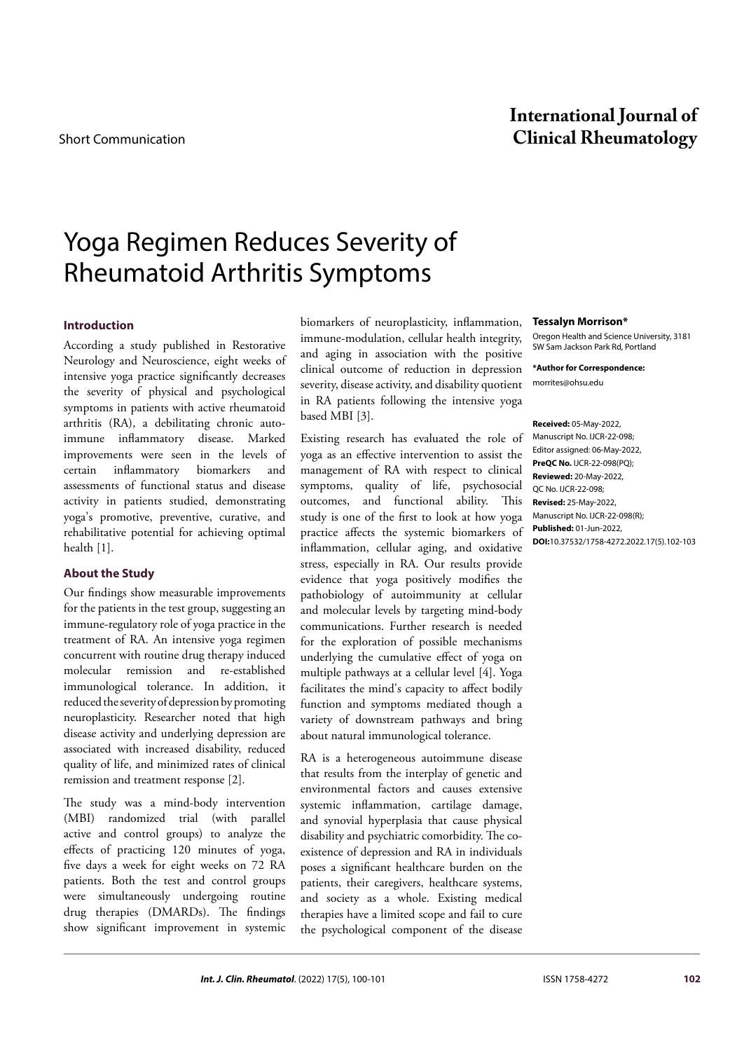Short Communication

# Yoga Regimen Reduces Severity of Rheumatoid Arthritis Symptoms

**Tessalyn Morrison***

Oregon Health and Science University, 3181 SW Sam Jackson Park Rd, Portland

***Author for Correspondence:**
morrites@ohsu.edu

**Received:** 05-May-2022, Manuscript No. IJCR-22-098; Editor assigned: 06-May-2022, **PreQC No.** IJCR-22-098(PQ); **Reviewed:** 20-May-2022, QC No. IJCR-22-098; **Revised:** 25-May-2022, Manuscript No. IJCR-22-098(R); **Published:** 01-Jun-2022, **DOI:**10.37532/1758-4272.2022.17(5).102-103

## Introduction

According a study published in Restorative Neurology and Neuroscience, eight weeks of intensive yoga practice significantly decreases the severity of physical and psychological symptoms in patients with active rheumatoid arthritis (RA), a debilitating chronic auto-immune inflammatory disease. Marked improvements were seen in the levels of certain inflammatory biomarkers and assessments of functional status and disease activity in patients studied, demonstrating yoga's promotive, preventive, curative, and rehabilitative potential for achieving optimal health [1].

## About the Study

Our findings show measurable improvements for the patients in the test group, suggesting an immune-regulatory role of yoga practice in the treatment of RA. An intensive yoga regimen concurrent with routine drug therapy induced molecular remission and re-established immunological tolerance. In addition, it reduced the severity of depression by promoting neuroplasticity. Researcher noted that high disease activity and underlying depression are associated with increased disability, reduced quality of life, and minimized rates of clinical remission and treatment response [2].

The study was a mind-body intervention (MBI) randomized trial (with parallel active and control groups) to analyze the effects of practicing 120 minutes of yoga, five days a week for eight weeks on 72 RA patients. Both the test and control groups were simultaneously undergoing routine drug therapies (DMARDs). The findings show significant improvement in systemic biomarkers of neuroplasticity, inflammation, immune-modulation, cellular health integrity, and aging in association with the positive clinical outcome of reduction in depression severity, disease activity, and disability quotient in RA patients following the intensive yoga based MBI [3].

Existing research has evaluated the role of yoga as an effective intervention to assist the management of RA with respect to clinical symptoms, quality of life, psychosocial outcomes, and functional ability. This study is one of the first to look at how yoga practice affects the systemic biomarkers of inflammation, cellular aging, and oxidative stress, especially in RA. Our results provide evidence that yoga positively modifies the pathobiology of autoimmunity at cellular and molecular levels by targeting mind-body communications. Further research is needed for the exploration of possible mechanisms underlying the cumulative effect of yoga on multiple pathways at a cellular level [4]. Yoga facilitates the mind's capacity to affect bodily function and symptoms mediated though a variety of downstream pathways and bring about natural immunological tolerance.

RA is a heterogeneous autoimmune disease that results from the interplay of genetic and environmental factors and causes extensive systemic inflammation, cartilage damage, and synovial hyperplasia that cause physical disability and psychiatric comorbidity. The co-existence of depression and RA in individuals poses a significant healthcare burden on the patients, their caregivers, healthcare systems, and society as a whole. Existing medical therapies have a limited scope and fail to cure the psychological component of the disease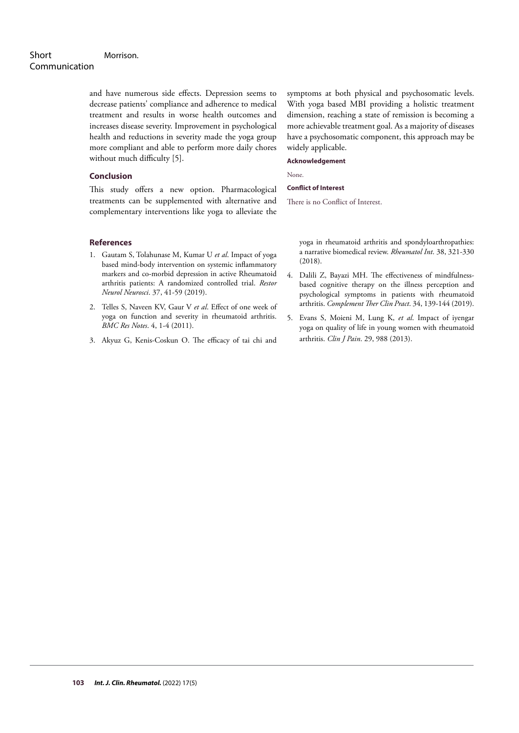and have numerous side effects. Depression seems to decrease patients' compliance and adherence to medical treatment and results in worse health outcomes and increases disease severity. Improvement in psychological health and reductions in severity made the yoga group more compliant and able to perform more daily chores without much difficulty [5].

## Conclusion

This study offers a new option. Pharmacological treatments can be supplemented with alternative and complementary interventions like yoga to alleviate the symptoms at both physical and psychosomatic levels. With yoga based MBI providing a holistic treatment dimension, reaching a state of remission is becoming a more achievable treatment goal. As a majority of diseases have a psychosomatic component, this approach may be widely applicable.

### Acknowledgement

None.

### Conflict of Interest

There is no Conflict of Interest.

## References

1. Gautam S, Tolahunase M, Kumar U *et al*. Impact of yoga based mind-body intervention on systemic inflammatory markers and co-morbid depression in active Rheumatoid arthritis patients: A randomized controlled trial. *Restor Neurol Neurosci*. 37, 41-59 (2019).
2. Telles S, Naveen KV, Gaur V *et al*. Effect of one week of yoga on function and severity in rheumatoid arthritis. *BMC Res Notes*. 4, 1-4 (2011).
3. Akyuz G, Kenis-Coskun O. The efficacy of tai chi and yoga in rheumatoid arthritis and spondyloarthropathies: a narrative biomedical review. *Rheumatol Int*. 38, 321-330 (2018).
4. Dalili Z, Bayazi MH. The effectiveness of mindfulness-based cognitive therapy on the illness perception and psychological symptoms in patients with rheumatoid arthritis. *Complement Ther Clin Pract*. 34, 139-144 (2019).
5. Evans S, Moieni M, Lung K, *et al*. Impact of iyengar yoga on quality of life in young women with rheumatoid arthritis. *Clin J Pain*. 29, 988 (2013).